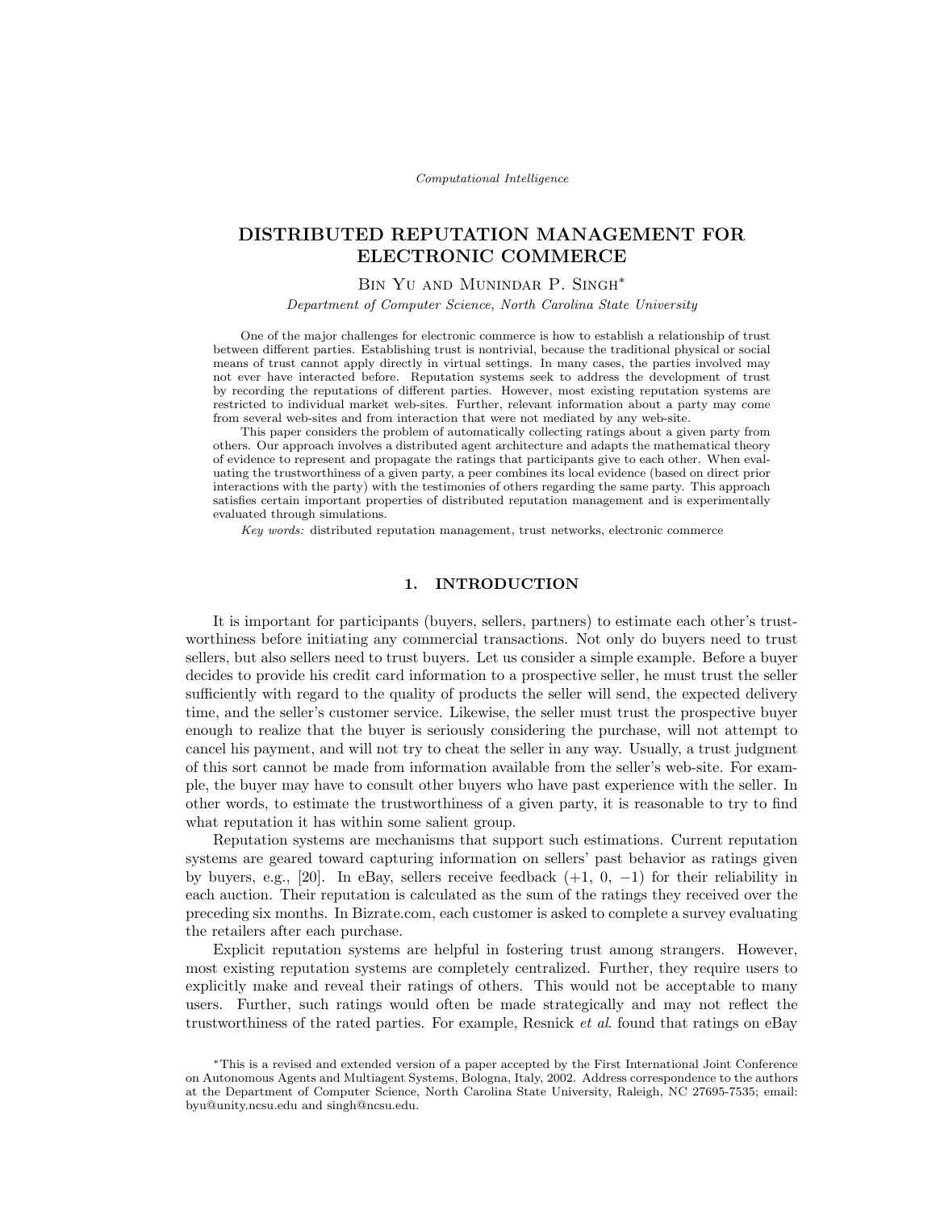# DISTRIBUTED REPUTATION MANAGEMENT FOR ELECTRONIC COMMERCE

Bin Yu and Munindar P. Singh*

*Department of Computer Science, North Carolina State University*

One of the major challenges for electronic commerce is how to establish a relationship of trust between different parties. Establishing trust is nontrivial, because the traditional physical or social means of trust cannot apply directly in virtual settings. In many cases, the parties involved may not ever have interacted before. Reputation systems seek to address the development of trust by recording the reputations of different parties. However, most existing reputation systems are restricted to individual market web-sites. Further, relevant information about a party may come from several web-sites and from interaction that were not mediated by any web-site.

This paper considers the problem of automatically collecting ratings about a given party from others. Our approach involves a distributed agent architecture and adapts the mathematical theory of evidence to represent and propagate the ratings that participants give to each other. When evaluating the trustworthiness of a given party, a peer combines its local evidence (based on direct prior interactions with the party) with the testimonies of others regarding the same party. This approach satisfies certain important properties of distributed reputation management and is experimentally evaluated through simulations.

*Key words:* distributed reputation management, trust networks, electronic commerce

## 1. INTRODUCTION

It is important for participants (buyers, sellers, partners) to estimate each other's trustworthiness before initiating any commercial transactions. Not only do buyers need to trust sellers, but also sellers need to trust buyers. Let us consider a simple example. Before a buyer decides to provide his credit card information to a prospective seller, he must trust the seller sufficiently with regard to the quality of products the seller will send, the expected delivery time, and the seller's customer service. Likewise, the seller must trust the prospective buyer enough to realize that the buyer is seriously considering the purchase, will not attempt to cancel his payment, and will not try to cheat the seller in any way. Usually, a trust judgment of this sort cannot be made from information available from the seller's web-site. For example, the buyer may have to consult other buyers who have past experience with the seller. In other words, to estimate the trustworthiness of a given party, it is reasonable to try to find what reputation it has within some salient group.

Reputation systems are mechanisms that support such estimations. Current reputation systems are geared toward capturing information on sellers' past behavior as ratings given by buyers, e.g., [20]. In eBay, sellers receive feedback (+1, 0, −1) for their reliability in each auction. Their reputation is calculated as the sum of the ratings they received over the preceding six months. In Bizrate.com, each customer is asked to complete a survey evaluating the retailers after each purchase.

Explicit reputation systems are helpful in fostering trust among strangers. However, most existing reputation systems are completely centralized. Further, they require users to explicitly make and reveal their ratings of others. This would not be acceptable to many users. Further, such ratings would often be made strategically and may not reflect the trustworthiness of the rated parties. For example, Resnick *et al*. found that ratings on eBay

*This is a revised and extended version of a paper accepted by the First International Joint Conference on Autonomous Agents and Multiagent Systems, Bologna, Italy, 2002. Address correspondence to the authors at the Department of Computer Science, North Carolina State University, Raleigh, NC 27695-7535; email: byu@unity.ncsu.edu and singh@ncsu.edu.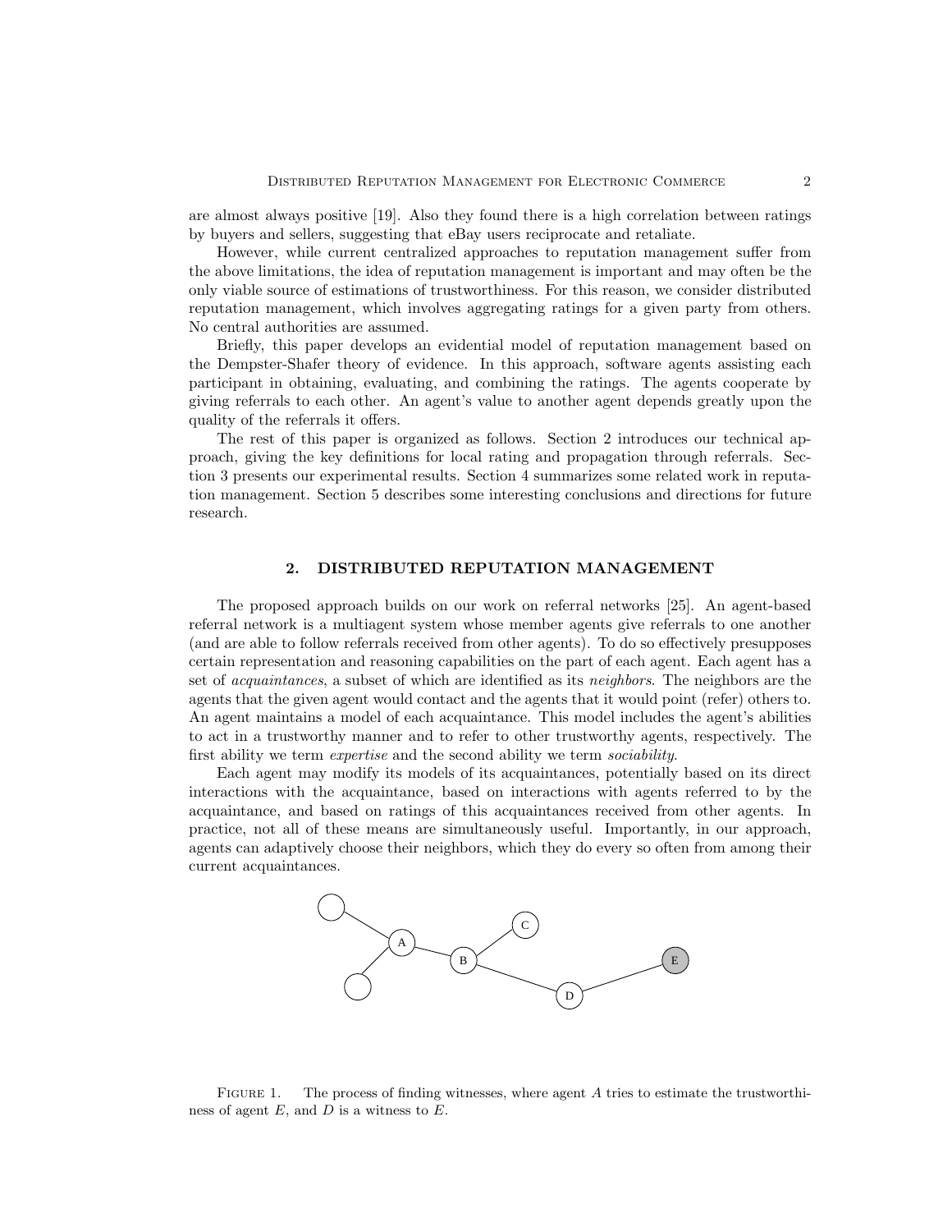are almost always positive [19]. Also they found there is a high correlation between ratings by buyers and sellers, suggesting that eBay users reciprocate and retaliate.

However, while current centralized approaches to reputation management suffer from the above limitations, the idea of reputation management is important and may often be the only viable source of estimations of trustworthiness. For this reason, we consider distributed reputation management, which involves aggregating ratings for a given party from others. No central authorities are assumed.

Briefly, this paper develops an evidential model of reputation management based on the Dempster-Shafer theory of evidence. In this approach, software agents assisting each participant in obtaining, evaluating, and combining the ratings. The agents cooperate by giving referrals to each other. An agent's value to another agent depends greatly upon the quality of the referrals it offers.

The rest of this paper is organized as follows. Section 2 introduces our technical approach, giving the key definitions for local rating and propagation through referrals. Section 3 presents our experimental results. Section 4 summarizes some related work in reputation management. Section 5 describes some interesting conclusions and directions for future research.

## 2. DISTRIBUTED REPUTATION MANAGEMENT

The proposed approach builds on our work on referral networks [25]. An agent-based referral network is a multiagent system whose member agents give referrals to one another (and are able to follow referrals received from other agents). To do so effectively presupposes certain representation and reasoning capabilities on the part of each agent. Each agent has a set of *acquaintances*, a subset of which are identified as its *neighbors*. The neighbors are the agents that the given agent would contact and the agents that it would point (refer) others to. An agent maintains a model of each acquaintance. This model includes the agent's abilities to act in a trustworthy manner and to refer to other trustworthy agents, respectively. The first ability we term *expertise* and the second ability we term *sociability*.

Each agent may modify its models of its acquaintances, potentially based on its direct interactions with the acquaintance, based on interactions with agents referred to by the acquaintance, and based on ratings of this acquaintances received from other agents. In practice, not all of these means are simultaneously useful. Importantly, in our approach, agents can adaptively choose their neighbors, which they do every so often from among their current acquaintances.

FIGURE 1. The process of finding witnesses, where agent $A$ tries to estimate the trustworthiness of agent $E$, and $D$ is a witness to $E$.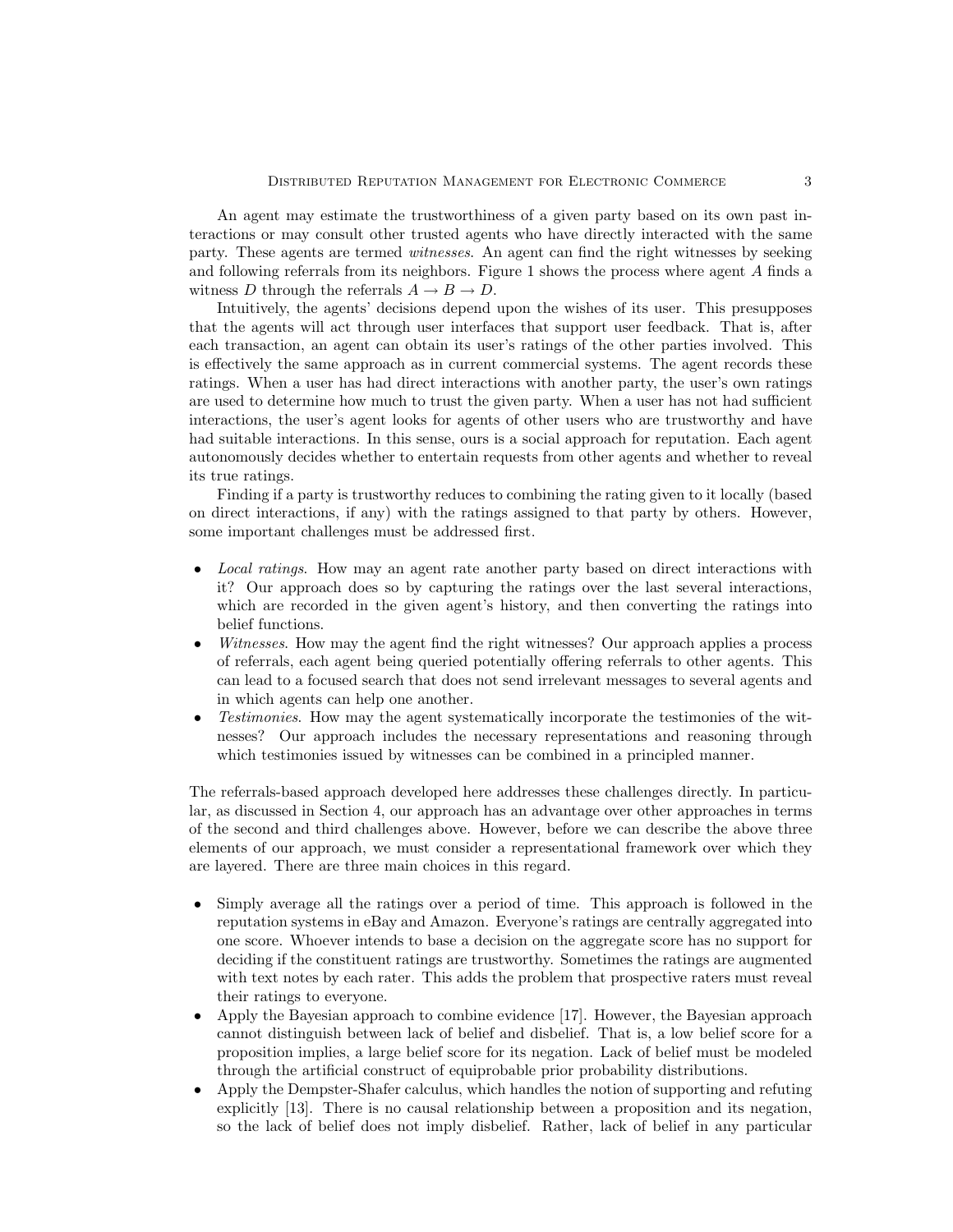An agent may estimate the trustworthiness of a given party based on its own past interactions or may consult other trusted agents who have directly interacted with the same party. These agents are termed *witnesses*. An agent can find the right witnesses by seeking and following referrals from its neighbors. Figure 1 shows the process where agent $A$ finds a witness $D$ through the referrals $A \rightarrow B \rightarrow D$.

Intuitively, the agents' decisions depend upon the wishes of its user. This presupposes that the agents will act through user interfaces that support user feedback. That is, after each transaction, an agent can obtain its user's ratings of the other parties involved. This is effectively the same approach as in current commercial systems. The agent records these ratings. When a user has had direct interactions with another party, the user's own ratings are used to determine how much to trust the given party. When a user has not had sufficient interactions, the user's agent looks for agents of other users who are trustworthy and have had suitable interactions. In this sense, ours is a social approach for reputation. Each agent autonomously decides whether to entertain requests from other agents and whether to reveal its true ratings.

Finding if a party is trustworthy reduces to combining the rating given to it locally (based on direct interactions, if any) with the ratings assigned to that party by others. However, some important challenges must be addressed first.

- *Local ratings*. How may an agent rate another party based on direct interactions with it? Our approach does so by capturing the ratings over the last several interactions, which are recorded in the given agent's history, and then converting the ratings into belief functions.
- *Witnesses*. How may the agent find the right witnesses? Our approach applies a process of referrals, each agent being queried potentially offering referrals to other agents. This can lead to a focused search that does not send irrelevant messages to several agents and in which agents can help one another.
- *Testimonies*. How may the agent systematically incorporate the testimonies of the witnesses? Our approach includes the necessary representations and reasoning through which testimonies issued by witnesses can be combined in a principled manner.

The referrals-based approach developed here addresses these challenges directly. In particular, as discussed in Section 4, our approach has an advantage over other approaches in terms of the second and third challenges above. However, before we can describe the above three elements of our approach, we must consider a representational framework over which they are layered. There are three main choices in this regard.

- Simply average all the ratings over a period of time. This approach is followed in the reputation systems in eBay and Amazon. Everyone's ratings are centrally aggregated into one score. Whoever intends to base a decision on the aggregate score has no support for deciding if the constituent ratings are trustworthy. Sometimes the ratings are augmented with text notes by each rater. This adds the problem that prospective raters must reveal their ratings to everyone.
- Apply the Bayesian approach to combine evidence [17]. However, the Bayesian approach cannot distinguish between lack of belief and disbelief. That is, a low belief score for a proposition implies, a large belief score for its negation. Lack of belief must be modeled through the artificial construct of equiprobable prior probability distributions.
- Apply the Dempster-Shafer calculus, which handles the notion of supporting and refuting explicitly [13]. There is no causal relationship between a proposition and its negation, so the lack of belief does not imply disbelief. Rather, lack of belief in any particular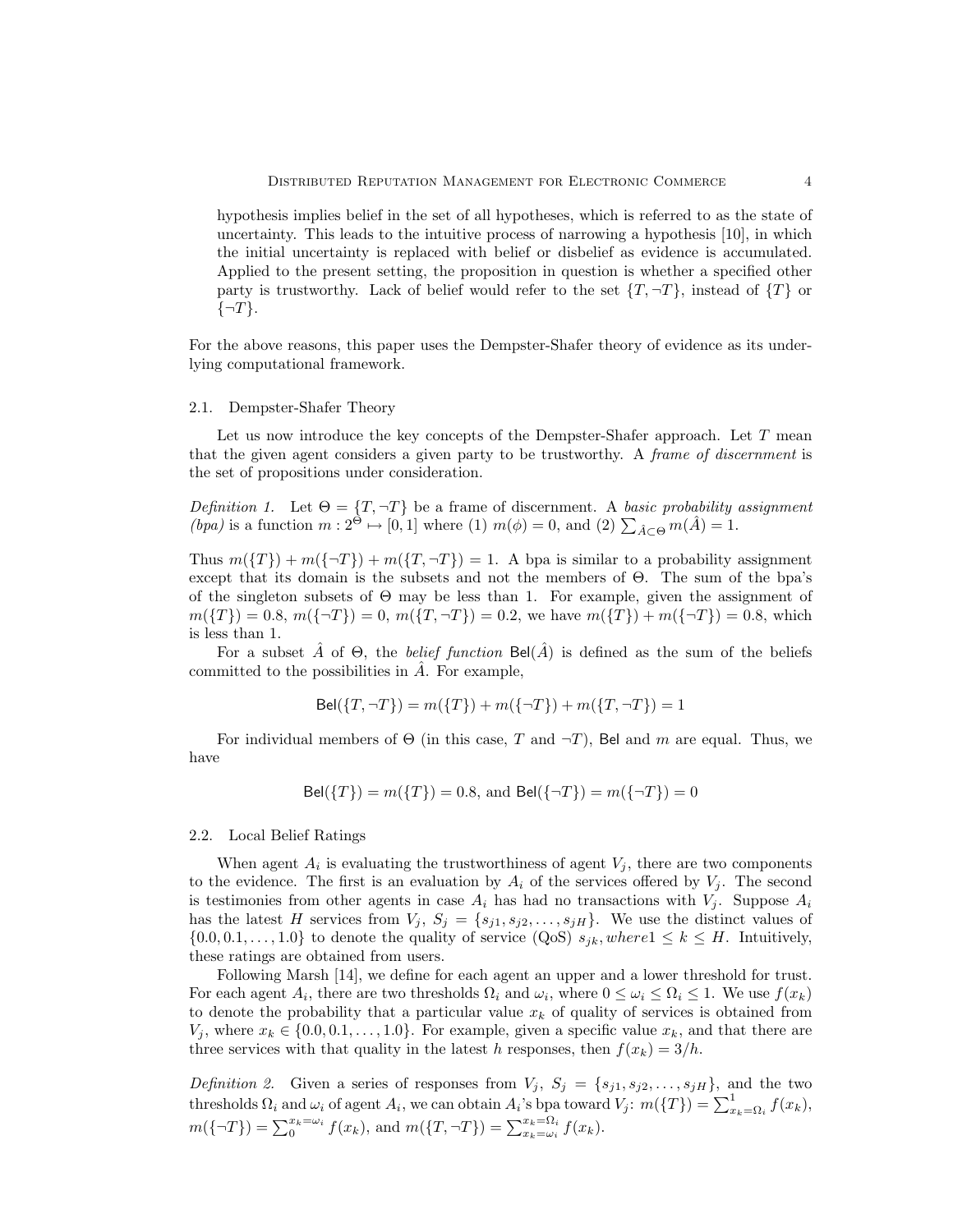hypothesis implies belief in the set of all hypotheses, which is referred to as the state of uncertainty. This leads to the intuitive process of narrowing a hypothesis [10], in which the initial uncertainty is replaced with belief or disbelief as evidence is accumulated. Applied to the present setting, the proposition in question is whether a specified other party is trustworthy. Lack of belief would refer to the set $\{T, \neg T\}$, instead of $\{T\}$ or $\{\neg T\}$.

For the above reasons, this paper uses the Dempster-Shafer theory of evidence as its underlying computational framework.

### 2.1. Dempster-Shafer Theory

Let us now introduce the key concepts of the Dempster-Shafer approach. Let $T$ mean that the given agent considers a given party to be trustworthy. A *frame of discernment* is the set of propositions under consideration.

*Definition 1.* Let $\Theta = \{T, \neg T\}$ be a frame of discernment. A *basic probability assignment (bpa)* is a function $m : 2^{\Theta} \mapsto [0, 1]$ where (1) $m(\phi) = 0$, and (2) $\sum_{\hat{A} \subseteq \Theta} m(\hat{A}) = 1$.

Thus $m(\{T\}) + m(\{\neg T\}) + m(\{T, \neg T\}) = 1$. A bpa is similar to a probability assignment except that its domain is the subsets and not the members of $\Theta$. The sum of the bpa's of the singleton subsets of $\Theta$ may be less than 1. For example, given the assignment of $m(\{T\}) = 0.8$, $m(\{\neg T\}) = 0$, $m(\{T, \neg T\}) = 0.2$, we have $m(\{T\}) + m(\{\neg T\}) = 0.8$, which is less than 1.

For a subset $\hat{A}$ of $\Theta$, the *belief function* $\mathsf{Bel}(\hat{A})$ is defined as the sum of the beliefs committed to the possibilities in $\hat{A}$. For example,

$$\mathsf{Bel}(\{T, \neg T\}) = m(\{T\}) + m(\{\neg T\}) + m(\{T, \neg T\}) = 1$$

For individual members of $\Theta$ (in this case, $T$ and $\neg T$), $\mathsf{Bel}$ and $m$ are equal. Thus, we have

$$\mathsf{Bel}(\{T\}) = m(\{T\}) = 0.8, \text{ and } \mathsf{Bel}(\{\neg T\}) = m(\{\neg T\}) = 0$$

### 2.2. Local Belief Ratings

When agent $A_i$ is evaluating the trustworthiness of agent $V_j$, there are two components to the evidence. The first is an evaluation by $A_i$ of the services offered by $V_j$. The second is testimonies from other agents in case $A_i$ has had no transactions with $V_j$. Suppose $A_i$ has the latest $H$ services from $V_j$, $S_j = \{s_{j1}, s_{j2}, \ldots, s_{jH}\}$. We use the distinct values of $\{0.0, 0.1, \ldots, 1.0\}$ to denote the quality of service (QoS) $s_{jk}, where 1 \leq k \leq H$. Intuitively, these ratings are obtained from users.

Following Marsh [14], we define for each agent an upper and a lower threshold for trust. For each agent $A_i$, there are two thresholds $\Omega_i$ and $\omega_i$, where $0 \leq \omega_i \leq \Omega_i \leq 1$. We use $f(x_k)$ to denote the probability that a particular value $x_k$ of quality of services is obtained from $V_j$, where $x_k \in \{0.0, 0.1, \ldots, 1.0\}$. For example, given a specific value $x_k$, and that there are three services with that quality in the latest $h$ responses, then $f(x_k) = 3/h$.

*Definition 2.* Given a series of responses from $V_j$, $S_j = \{s_{j1}, s_{j2}, \ldots, s_{jH}\}$, and the two thresholds $\Omega_i$ and $\omega_i$ of agent $A_i$, we can obtain $A_i$'s bpa toward $V_j$: $m(\{T\}) = \sum_{x_k=\Omega_i}^{1} f(x_k)$, $m(\{\neg T\}) = \sum_{0}^{x_k=\omega_i} f(x_k)$, and $m(\{T, \neg T\}) = \sum_{x_k=\omega_i}^{x_k=\Omega_i} f(x_k)$.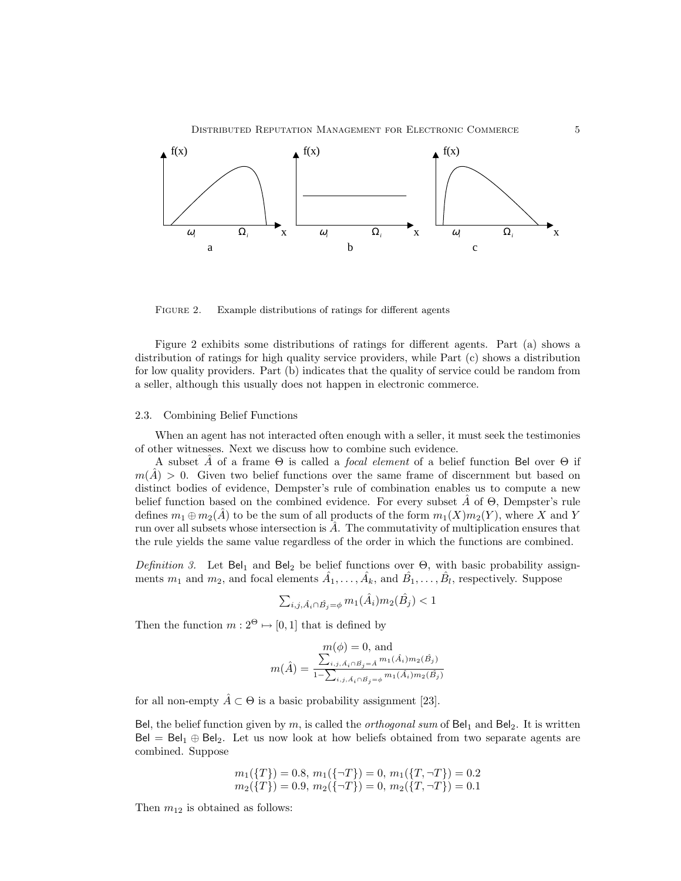FIGURE 2. Example distributions of ratings for different agents

Figure 2 exhibits some distributions of ratings for different agents. Part (a) shows a distribution of ratings for high quality service providers, while Part (c) shows a distribution for low quality providers. Part (b) indicates that the quality of service could be random from a seller, although this usually does not happen in electronic commerce.

### 2.3. Combining Belief Functions

When an agent has not interacted often enough with a seller, it must seek the testimonies of other witnesses. Next we discuss how to combine such evidence.

A subset $\hat{A}$ of a frame $\Theta$ is called a *focal element* of a belief function $\mathsf{Bel}$ over $\Theta$ if $m(\hat{A}) > 0$. Given two belief functions over the same frame of discernment but based on distinct bodies of evidence, Dempster's rule of combination enables us to compute a new belief function based on the combined evidence. For every subset $\hat{A}$ of $\Theta$, Dempster's rule defines $m_1 \oplus m_2(\hat{A})$ to be the sum of all products of the form $m_1(X)m_2(Y)$, where $X$ and $Y$ run over all subsets whose intersection is $\hat{A}$. The commutativity of multiplication ensures that the rule yields the same value regardless of the order in which the functions are combined.

*Definition 3.* Let $\mathsf{Bel}_1$ and $\mathsf{Bel}_2$ be belief functions over $\Theta$, with basic probability assignments $m_1$ and $m_2$, and focal elements $\hat{A}_1, \ldots, \hat{A}_k$, and $\hat{B}_1, \ldots, \hat{B}_l$, respectively. Suppose

$$\sum_{i,j,\hat{A}_i \cap \hat{B}_j = \phi} m_1(\hat{A}_i)m_2(\hat{B}_j) < 1$$

Then the function $m : 2^{\Theta} \mapsto [0, 1]$ that is defined by

$$m(\phi) = 0, \text{ and}$$

$$m(\hat{A}) = \frac{\sum_{i,j,\hat{A}_i \cap \hat{B}_j = \hat{A}} m_1(\hat{A}_i)m_2(\hat{B}_j)}{1 - \sum_{i,j,\hat{A}_i \cap \hat{B}_j = \phi} m_1(\hat{A}_i)m_2(\hat{B}_j)}$$

for all non-empty $\hat{A} \subset \Theta$ is a basic probability assignment [23].

$\mathsf{Bel}$, the belief function given by $m$, is called the *orthogonal sum* of $\mathsf{Bel}_1$ and $\mathsf{Bel}_2$. It is written $\mathsf{Bel} = \mathsf{Bel}_1 \oplus \mathsf{Bel}_2$. Let us now look at how beliefs obtained from two separate agents are combined. Suppose

$$m_1(\{T\}) = 0.8,\ m_1(\{\neg T\}) = 0,\ m_1(\{T, \neg T\}) = 0.2$$
$$m_2(\{T\}) = 0.9,\ m_2(\{\neg T\}) = 0,\ m_2(\{T, \neg T\}) = 0.1$$

Then $m_{12}$ is obtained as follows: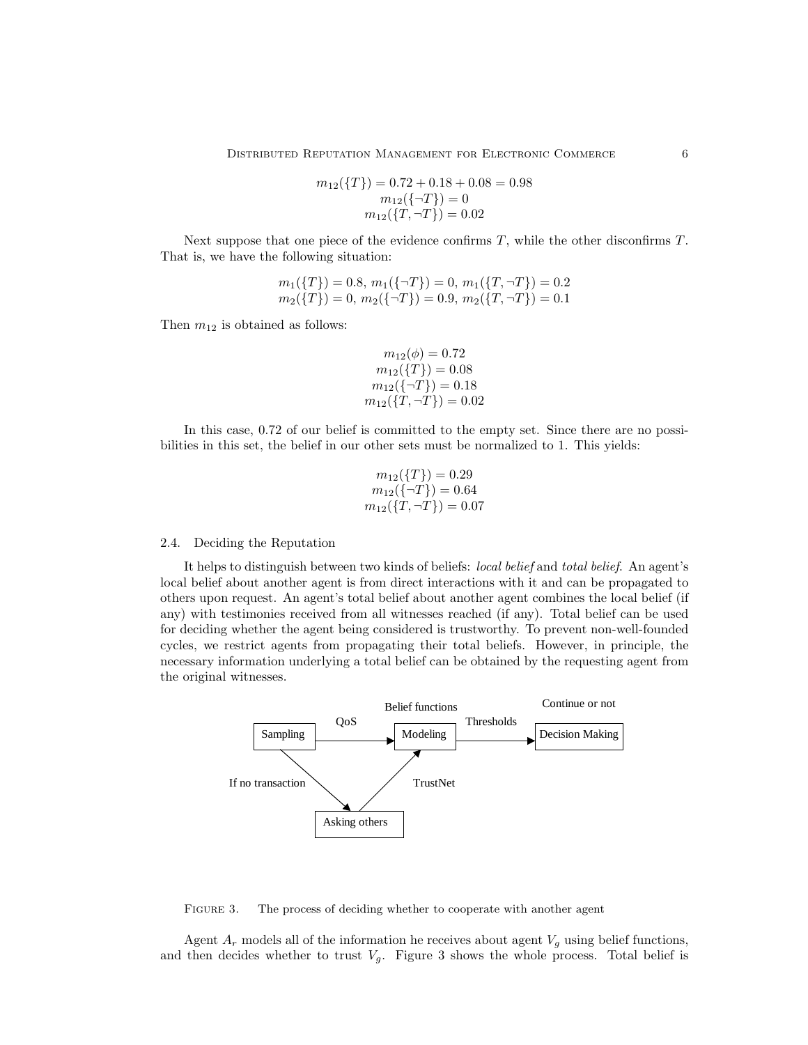$$m_{12}(\{T\}) = 0.72 + 0.18 + 0.08 = 0.98$$
$$m_{12}(\{\neg T\}) = 0$$
$$m_{12}(\{T, \neg T\}) = 0.02$$

Next suppose that one piece of the evidence confirms $T$, while the other disconfirms $T$. That is, we have the following situation:

$$m_1(\{T\}) = 0.8,\ m_1(\{\neg T\}) = 0,\ m_1(\{T, \neg T\}) = 0.2$$
$$m_2(\{T\}) = 0,\ m_2(\{\neg T\}) = 0.9,\ m_2(\{T, \neg T\}) = 0.1$$

Then $m_{12}$ is obtained as follows:

$$m_{12}(\phi) = 0.72$$
$$m_{12}(\{T\}) = 0.08$$
$$m_{12}(\{\neg T\}) = 0.18$$
$$m_{12}(\{T, \neg T\}) = 0.02$$

In this case, 0.72 of our belief is committed to the empty set. Since there are no possibilities in this set, the belief in our other sets must be normalized to 1. This yields:

$$m_{12}(\{T\}) = 0.29$$
$$m_{12}(\{\neg T\}) = 0.64$$
$$m_{12}(\{T, \neg T\}) = 0.07$$

### 2.4. Deciding the Reputation

It helps to distinguish between two kinds of beliefs: *local belief* and *total belief*. An agent's local belief about another agent is from direct interactions with it and can be propagated to others upon request. An agent's total belief about another agent combines the local belief (if any) with testimonies received from all witnesses reached (if any). Total belief can be used for deciding whether the agent being considered is trustworthy. To prevent non-well-founded cycles, we restrict agents from propagating their total beliefs. However, in principle, the necessary information underlying a total belief can be obtained by the requesting agent from the original witnesses.

Sampling → (QoS) → Modeling (Belief functions) → (Thresholds) → Decision Making (Continue or not)

Sampling → (If no transaction) → Asking others → (TrustNet) → Modeling

FIGURE 3. The process of deciding whether to cooperate with another agent

Agent $A_r$ models all of the information he receives about agent $V_g$ using belief functions, and then decides whether to trust $V_g$. Figure 3 shows the whole process. Total belief is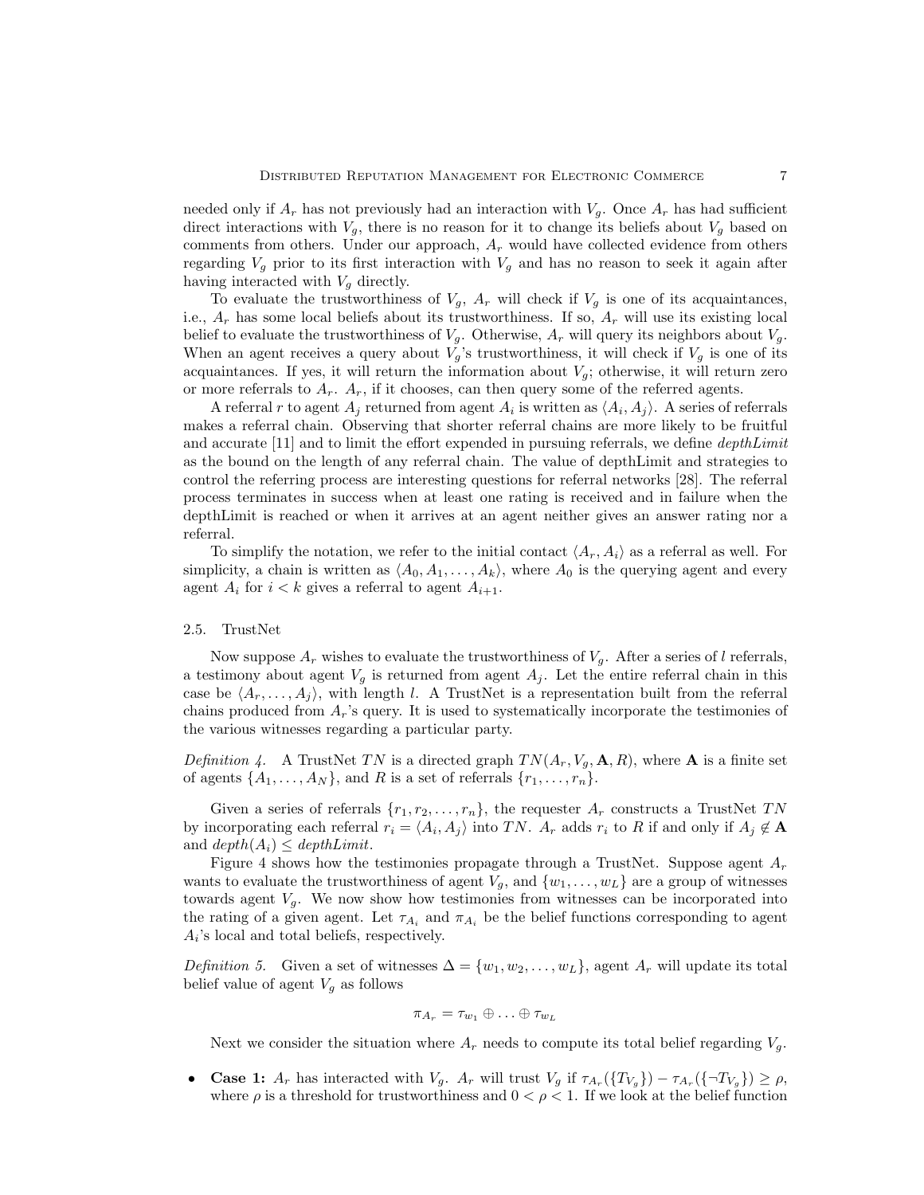needed only if $A_r$ has not previously had an interaction with $V_g$. Once $A_r$ has had sufficient direct interactions with $V_g$, there is no reason for it to change its beliefs about $V_g$ based on comments from others. Under our approach, $A_r$ would have collected evidence from others regarding $V_g$ prior to its first interaction with $V_g$ and has no reason to seek it again after having interacted with $V_g$ directly.

To evaluate the trustworthiness of $V_g$, $A_r$ will check if $V_g$ is one of its acquaintances, i.e., $A_r$ has some local beliefs about its trustworthiness. If so, $A_r$ will use its existing local belief to evaluate the trustworthiness of $V_g$. Otherwise, $A_r$ will query its neighbors about $V_g$. When an agent receives a query about $V_g$'s trustworthiness, it will check if $V_g$ is one of its acquaintances. If yes, it will return the information about $V_g$; otherwise, it will return zero or more referrals to $A_r$. $A_r$, if it chooses, can then query some of the referred agents.

A referral $r$ to agent $A_j$ returned from agent $A_i$ is written as $\langle A_i, A_j \rangle$. A series of referrals makes a referral chain. Observing that shorter referral chains are more likely to be fruitful and accurate [11] and to limit the effort expended in pursuing referrals, we define *depthLimit* as the bound on the length of any referral chain. The value of depthLimit and strategies to control the referring process are interesting questions for referral networks [28]. The referral process terminates in success when at least one rating is received and in failure when the depthLimit is reached or when it arrives at an agent neither gives an answer rating nor a referral.

To simplify the notation, we refer to the initial contact $\langle A_r, A_i \rangle$ as a referral as well. For simplicity, a chain is written as $\langle A_0, A_1, \ldots, A_k \rangle$, where $A_0$ is the querying agent and every agent $A_i$ for $i < k$ gives a referral to agent $A_{i+1}$.

## 2.5. TrustNet

Now suppose $A_r$ wishes to evaluate the trustworthiness of $V_g$. After a series of $l$ referrals, a testimony about agent $V_g$ is returned from agent $A_j$. Let the entire referral chain in this case be $\langle A_r, \ldots, A_j \rangle$, with length $l$. A TrustNet is a representation built from the referral chains produced from $A_r$'s query. It is used to systematically incorporate the testimonies of the various witnesses regarding a particular party.

*Definition 4.* A TrustNet $TN$ is a directed graph $TN(A_r, V_g, \mathbf{A}, R)$, where $\mathbf{A}$ is a finite set of agents $\{A_1, \ldots, A_N\}$, and $R$ is a set of referrals $\{r_1, \ldots, r_n\}$.

Given a series of referrals $\{r_1, r_2, \ldots, r_n\}$, the requester $A_r$ constructs a TrustNet $TN$ by incorporating each referral $r_i = \langle A_i, A_j \rangle$ into $TN$. $A_r$ adds $r_i$ to $R$ if and only if $A_j \notin \mathbf{A}$ and $depth(A_i) \leq depthLimit$.

Figure 4 shows how the testimonies propagate through a TrustNet. Suppose agent $A_r$ wants to evaluate the trustworthiness of agent $V_g$, and $\{w_1, \ldots, w_L\}$ are a group of witnesses towards agent $V_g$. We now show how testimonies from witnesses can be incorporated into the rating of a given agent. Let $\tau_{A_i}$ and $\pi_{A_i}$ be the belief functions corresponding to agent $A_i$'s local and total beliefs, respectively.

*Definition 5.* Given a set of witnesses $\Delta = \{w_1, w_2, \ldots, w_L\}$, agent $A_r$ will update its total belief value of agent $V_g$ as follows

$$\pi_{A_r} = \tau_{w_1} \oplus \ldots \oplus \tau_{w_L}$$

Next we consider the situation where $A_r$ needs to compute its total belief regarding $V_g$.

- **Case 1:** $A_r$ has interacted with $V_g$. $A_r$ will trust $V_g$ if $\tau_{A_r}(\{T_{V_g}\}) - \tau_{A_r}(\{\neg T_{V_g}\}) \geq \rho$, where $\rho$ is a threshold for trustworthiness and $0 < \rho < 1$. If we look at the belief function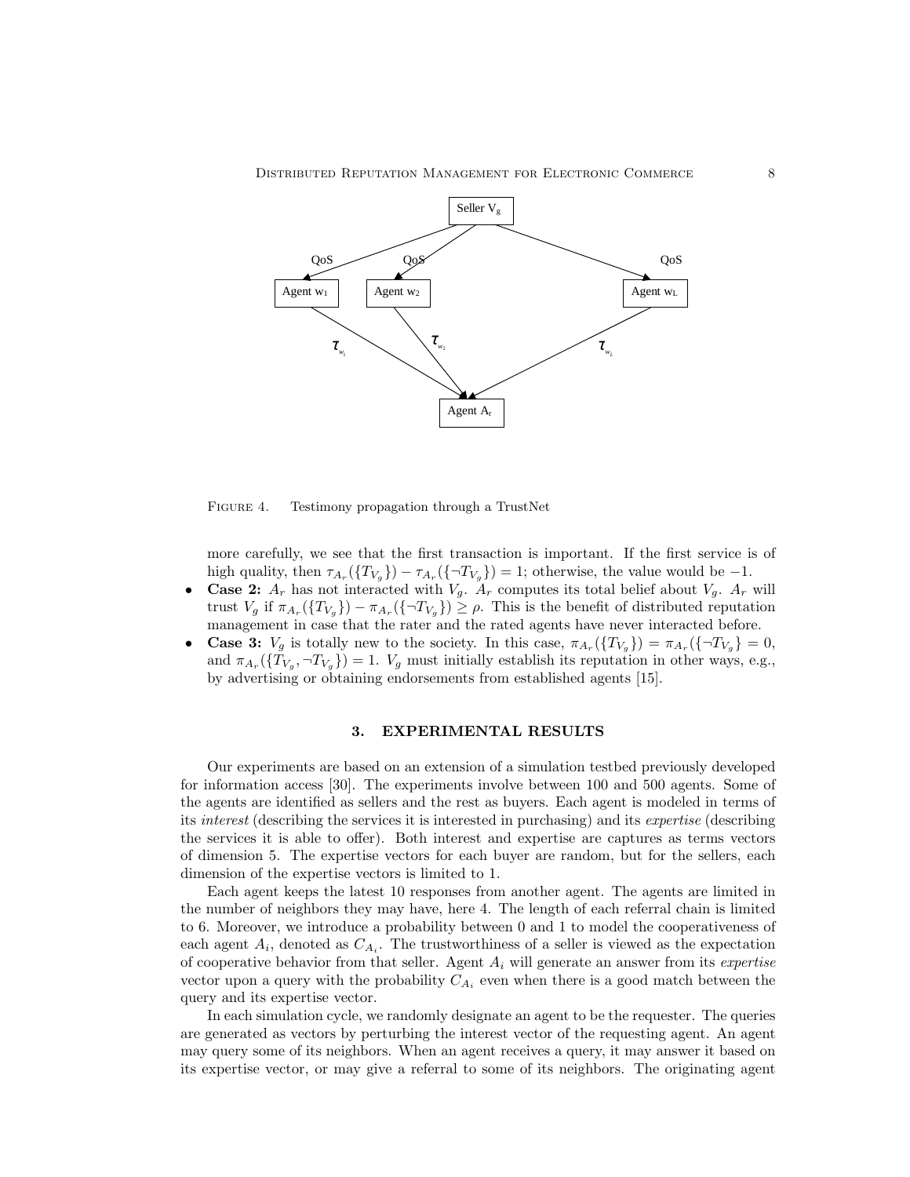FIGURE 4. Testimony propagation through a TrustNet

more carefully, we see that the first transaction is important. If the first service is of high quality, then $\tau_{A_r}(\{T_{V_g}\}) - \tau_{A_r}(\{\neg T_{V_g}\}) = 1$; otherwise, the value would be $-1$.

- **Case 2:** $A_r$ has not interacted with $V_g$. $A_r$ computes its total belief about $V_g$. $A_r$ will trust $V_g$ if $\pi_{A_r}(\{T_{V_g}\}) - \pi_{A_r}(\{\neg T_{V_g}\}) \geq \rho$. This is the benefit of distributed reputation management in case that the rater and the rated agents have never interacted before.
- **Case 3:** $V_g$ is totally new to the society. In this case, $\pi_{A_r}(\{T_{V_g}\}) = \pi_{A_r}(\{\neg T_{V_g}\} = 0$, and $\pi_{A_r}(\{T_{V_g}, \neg T_{V_g}\}) = 1$. $V_g$ must initially establish its reputation in other ways, e.g., by advertising or obtaining endorsements from established agents [15].

## 3. EXPERIMENTAL RESULTS

Our experiments are based on an extension of a simulation testbed previously developed for information access [30]. The experiments involve between 100 and 500 agents. Some of the agents are identified as sellers and the rest as buyers. Each agent is modeled in terms of its *interest* (describing the services it is interested in purchasing) and its *expertise* (describing the services it is able to offer). Both interest and expertise are captures as terms vectors of dimension 5. The expertise vectors for each buyer are random, but for the sellers, each dimension of the expertise vectors is limited to 1.

Each agent keeps the latest 10 responses from another agent. The agents are limited in the number of neighbors they may have, here 4. The length of each referral chain is limited to 6. Moreover, we introduce a probability between 0 and 1 to model the cooperativeness of each agent $A_i$, denoted as $C_{A_i}$. The trustworthiness of a seller is viewed as the expectation of cooperative behavior from that seller. Agent $A_i$ will generate an answer from its *expertise* vector upon a query with the probability $C_{A_i}$ even when there is a good match between the query and its expertise vector.

In each simulation cycle, we randomly designate an agent to be the requester. The queries are generated as vectors by perturbing the interest vector of the requesting agent. An agent may query some of its neighbors. When an agent receives a query, it may answer it based on its expertise vector, or may give a referral to some of its neighbors. The originating agent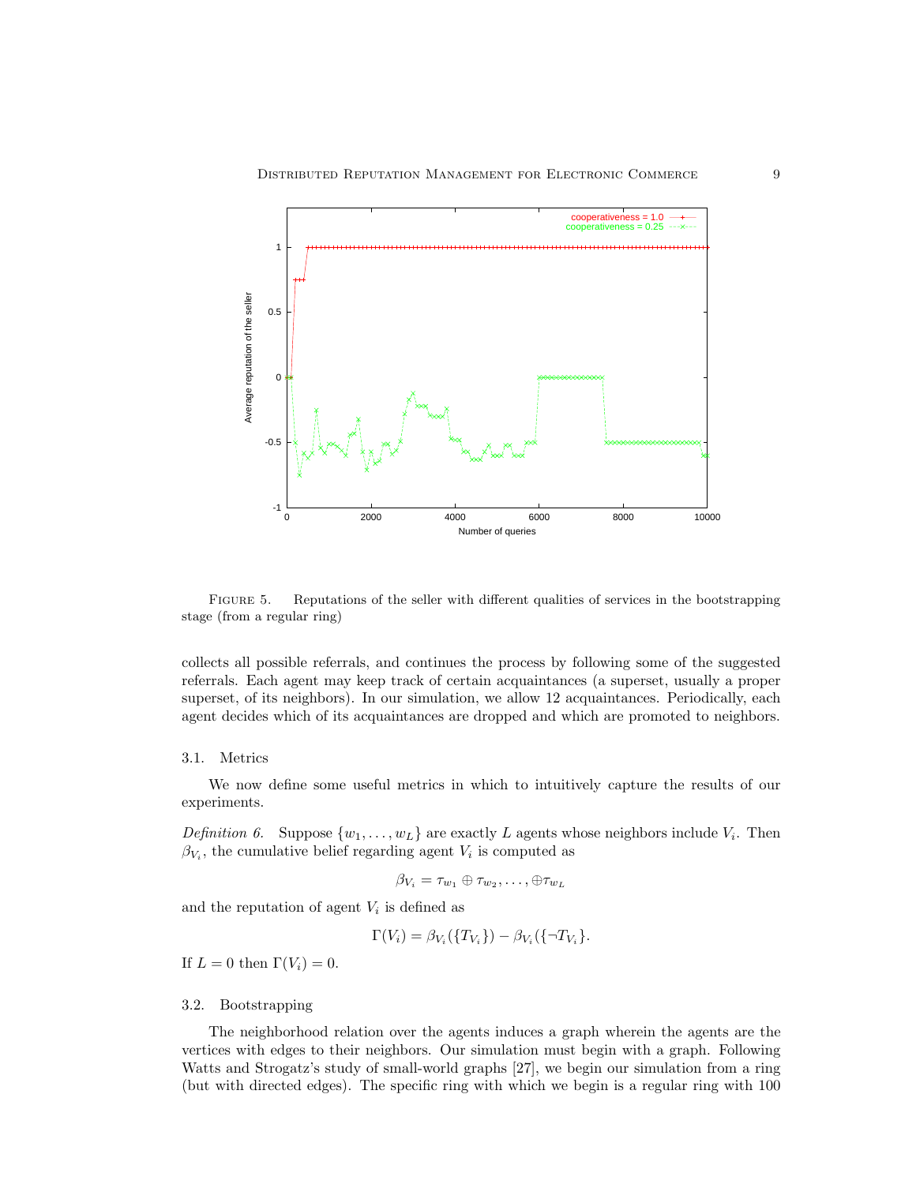FIGURE 5. Reputations of the seller with different qualities of services in the bootstrapping stage (from a regular ring)

collects all possible referrals, and continues the process by following some of the suggested referrals. Each agent may keep track of certain acquaintances (a superset, usually a proper superset, of its neighbors). In our simulation, we allow 12 acquaintances. Periodically, each agent decides which of its acquaintances are dropped and which are promoted to neighbors.

### 3.1. Metrics

We now define some useful metrics in which to intuitively capture the results of our experiments.

*Definition 6.* Suppose $\{w_1, \ldots, w_L\}$ are exactly $L$ agents whose neighbors include $V_i$. Then $\beta_{V_i}$, the cumulative belief regarding agent $V_i$ is computed as

$$\beta_{V_i} = \tau_{w_1} \oplus \tau_{w_2}, \ldots, \oplus \tau_{w_L}$$

and the reputation of agent $V_i$ is defined as

$$\Gamma(V_i) = \beta_{V_i}(\{T_{V_i}\}) - \beta_{V_i}(\{\neg T_{V_i}\}.$$

If $L = 0$ then $\Gamma(V_i) = 0$.

### 3.2. Bootstrapping

The neighborhood relation over the agents induces a graph wherein the agents are the vertices with edges to their neighbors. Our simulation must begin with a graph. Following Watts and Strogatz's study of small-world graphs [27], we begin our simulation from a ring (but with directed edges). The specific ring with which we begin is a regular ring with 100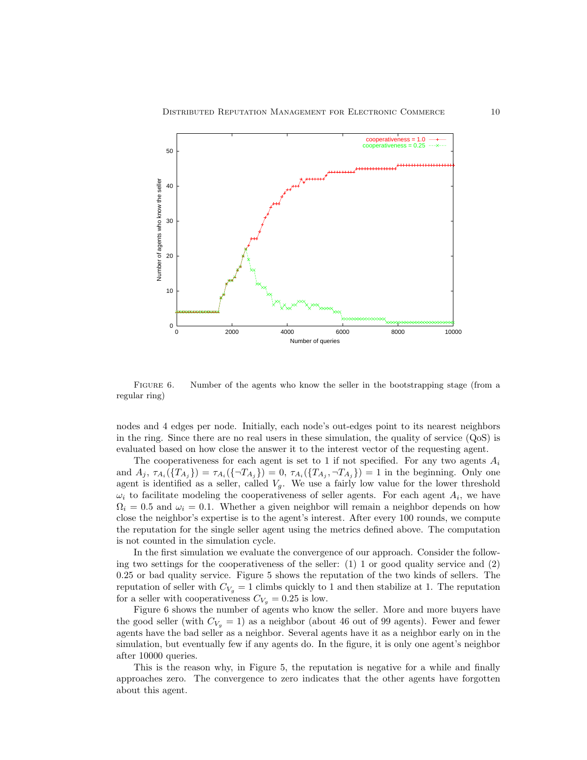FIGURE 6. Number of the agents who know the seller in the bootstrapping stage (from a regular ring)

nodes and 4 edges per node. Initially, each node's out-edges point to its nearest neighbors in the ring. Since there are no real users in these simulation, the quality of service (QoS) is evaluated based on how close the answer it to the interest vector of the requesting agent.

The cooperativeness for each agent is set to 1 if not specified. For any two agents $A_i$ and $A_j$, $\tau_{A_i}(\{T_{A_j}\}) = \tau_{A_i}(\{\neg T_{A_j}\}) = 0$, $\tau_{A_i}(\{T_{A_j}, \neg T_{A_j}\}) = 1$ in the beginning. Only one agent is identified as a seller, called $V_g$. We use a fairly low value for the lower threshold $\omega_i$ to facilitate modeling the cooperativeness of seller agents. For each agent $A_i$, we have $\Omega_i = 0.5$ and $\omega_i = 0.1$. Whether a given neighbor will remain a neighbor depends on how close the neighbor's expertise is to the agent's interest. After every 100 rounds, we compute the reputation for the single seller agent using the metrics defined above. The computation is not counted in the simulation cycle.

In the first simulation we evaluate the convergence of our approach. Consider the following two settings for the cooperativeness of the seller: (1) 1 or good quality service and (2) 0.25 or bad quality service. Figure 5 shows the reputation of the two kinds of sellers. The reputation of seller with $C_{V_g} = 1$ climbs quickly to 1 and then stabilize at 1. The reputation for a seller with cooperativeness $C_{V_g} = 0.25$ is low.

Figure 6 shows the number of agents who know the seller. More and more buyers have the good seller (with $C_{V_g} = 1$) as a neighbor (about 46 out of 99 agents). Fewer and fewer agents have the bad seller as a neighbor. Several agents have it as a neighbor early on in the simulation, but eventually few if any agents do. In the figure, it is only one agent's neighbor after 10000 queries.

This is the reason why, in Figure 5, the reputation is negative for a while and finally approaches zero. The convergence to zero indicates that the other agents have forgotten about this agent.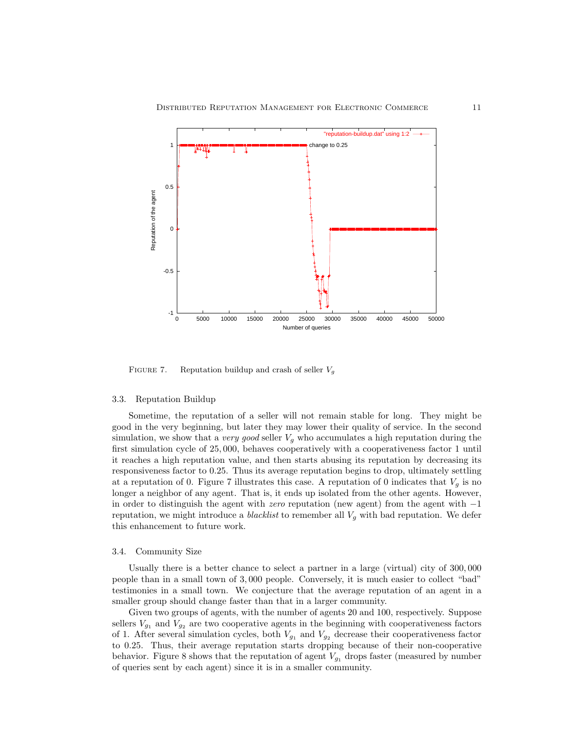FIGURE 7. Reputation buildup and crash of seller $V_g$

### 3.3. Reputation Buildup

Sometime, the reputation of a seller will not remain stable for long. They might be good in the very beginning, but later they may lower their quality of service. In the second simulation, we show that a *very good* seller $V_g$ who accumulates a high reputation during the first simulation cycle of $25,000$, behaves cooperatively with a cooperativeness factor 1 until it reaches a high reputation value, and then starts abusing its reputation by decreasing its responsiveness factor to 0.25. Thus its average reputation begins to drop, ultimately settling at a reputation of 0. Figure 7 illustrates this case. A reputation of 0 indicates that $V_g$ is no longer a neighbor of any agent. That is, it ends up isolated from the other agents. However, in order to distinguish the agent with *zero* reputation (new agent) from the agent with $-1$ reputation, we might introduce a *blacklist* to remember all $V_g$ with bad reputation. We defer this enhancement to future work.

### 3.4. Community Size

Usually there is a better chance to select a partner in a large (virtual) city of $300,000$ people than in a small town of $3,000$ people. Conversely, it is much easier to collect "bad" testimonies in a small town. We conjecture that the average reputation of an agent in a smaller group should change faster than that in a larger community.

Given two groups of agents, with the number of agents 20 and 100, respectively. Suppose sellers $V_{g_1}$ and $V_{g_2}$ are two cooperative agents in the beginning with cooperativeness factors of 1. After several simulation cycles, both $V_{g_1}$ and $V_{g_2}$ decrease their cooperativeness factor to 0.25. Thus, their average reputation starts dropping because of their non-cooperative behavior. Figure 8 shows that the reputation of agent $V_{g_1}$ drops faster (measured by number of queries sent by each agent) since it is in a smaller community.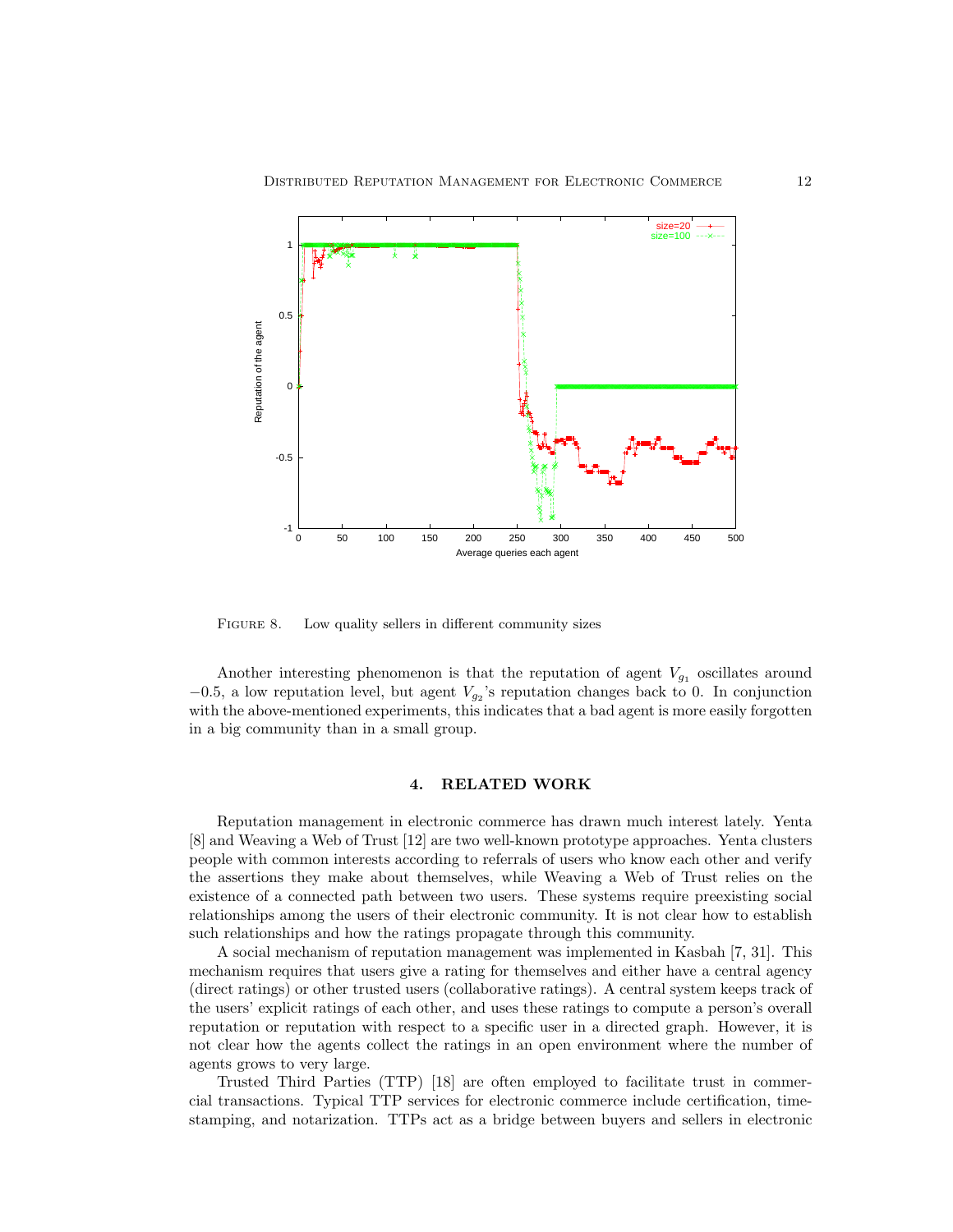FIGURE 8. Low quality sellers in different community sizes

Another interesting phenomenon is that the reputation of agent $V_{g_1}$ oscillates around $-0.5$, a low reputation level, but agent $V_{g_2}$'s reputation changes back to 0. In conjunction with the above-mentioned experiments, this indicates that a bad agent is more easily forgotten in a big community than in a small group.

## 4. RELATED WORK

Reputation management in electronic commerce has drawn much interest lately. Yenta [8] and Weaving a Web of Trust [12] are two well-known prototype approaches. Yenta clusters people with common interests according to referrals of users who know each other and verify the assertions they make about themselves, while Weaving a Web of Trust relies on the existence of a connected path between two users. These systems require preexisting social relationships among the users of their electronic community. It is not clear how to establish such relationships and how the ratings propagate through this community.

A social mechanism of reputation management was implemented in Kasbah [7, 31]. This mechanism requires that users give a rating for themselves and either have a central agency (direct ratings) or other trusted users (collaborative ratings). A central system keeps track of the users' explicit ratings of each other, and uses these ratings to compute a person's overall reputation or reputation with respect to a specific user in a directed graph. However, it is not clear how the agents collect the ratings in an open environment where the number of agents grows to very large.

Trusted Third Parties (TTP) [18] are often employed to facilitate trust in commercial transactions. Typical TTP services for electronic commerce include certification, timestamping, and notarization. TTPs act as a bridge between buyers and sellers in electronic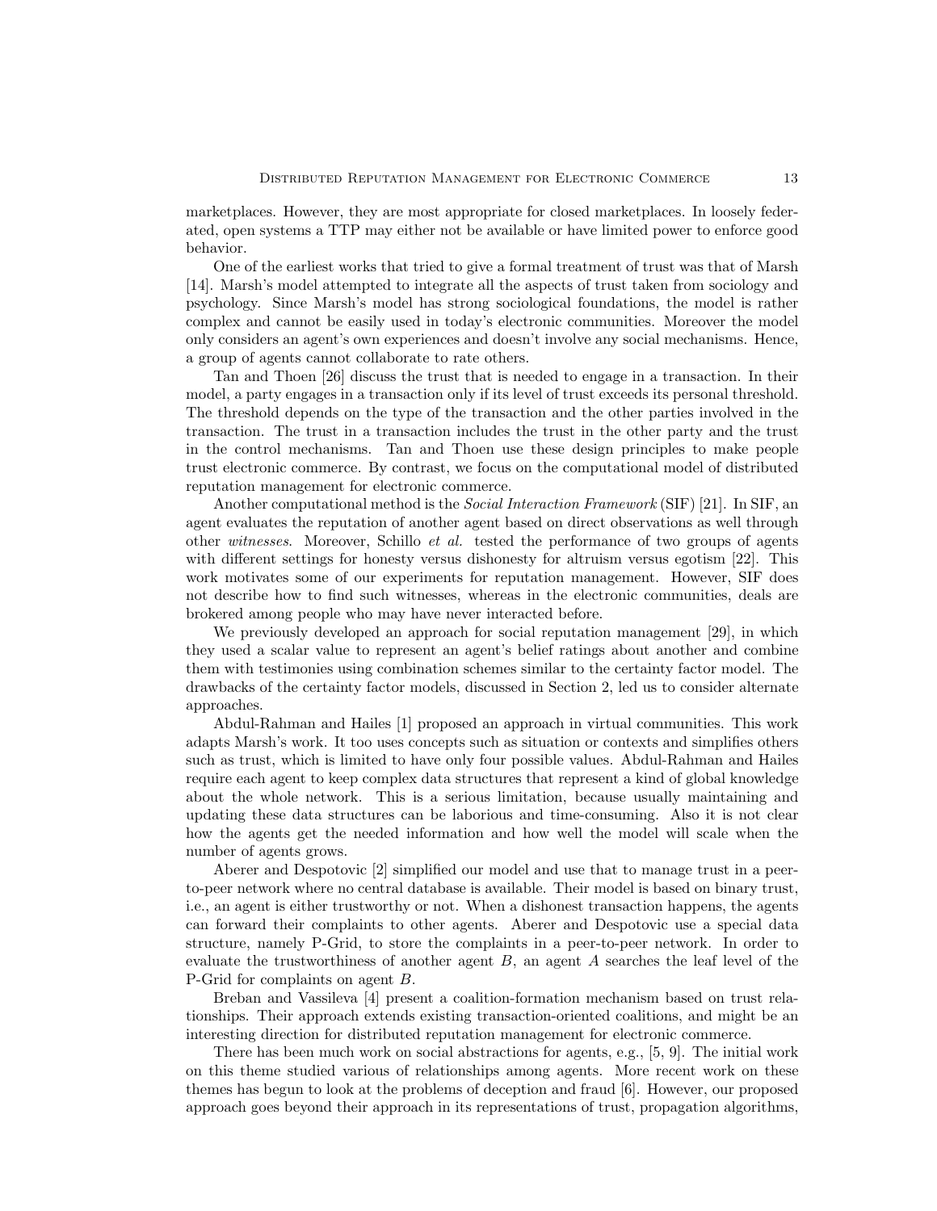marketplaces. However, they are most appropriate for closed marketplaces. In loosely federated, open systems a TTP may either not be available or have limited power to enforce good behavior.

One of the earliest works that tried to give a formal treatment of trust was that of Marsh [14]. Marsh's model attempted to integrate all the aspects of trust taken from sociology and psychology. Since Marsh's model has strong sociological foundations, the model is rather complex and cannot be easily used in today's electronic communities. Moreover the model only considers an agent's own experiences and doesn't involve any social mechanisms. Hence, a group of agents cannot collaborate to rate others.

Tan and Thoen [26] discuss the trust that is needed to engage in a transaction. In their model, a party engages in a transaction only if its level of trust exceeds its personal threshold. The threshold depends on the type of the transaction and the other parties involved in the transaction. The trust in a transaction includes the trust in the other party and the trust in the control mechanisms. Tan and Thoen use these design principles to make people trust electronic commerce. By contrast, we focus on the computational model of distributed reputation management for electronic commerce.

Another computational method is the *Social Interaction Framework* (SIF) [21]. In SIF, an agent evaluates the reputation of another agent based on direct observations as well through other *witnesses*. Moreover, Schillo *et al.* tested the performance of two groups of agents with different settings for honesty versus dishonesty for altruism versus egotism [22]. This work motivates some of our experiments for reputation management. However, SIF does not describe how to find such witnesses, whereas in the electronic communities, deals are brokered among people who may have never interacted before.

We previously developed an approach for social reputation management [29], in which they used a scalar value to represent an agent's belief ratings about another and combine them with testimonies using combination schemes similar to the certainty factor model. The drawbacks of the certainty factor models, discussed in Section 2, led us to consider alternate approaches.

Abdul-Rahman and Hailes [1] proposed an approach in virtual communities. This work adapts Marsh's work. It too uses concepts such as situation or contexts and simplifies others such as trust, which is limited to have only four possible values. Abdul-Rahman and Hailes require each agent to keep complex data structures that represent a kind of global knowledge about the whole network. This is a serious limitation, because usually maintaining and updating these data structures can be laborious and time-consuming. Also it is not clear how the agents get the needed information and how well the model will scale when the number of agents grows.

Aberer and Despotovic [2] simplified our model and use that to manage trust in a peer-to-peer network where no central database is available. Their model is based on binary trust, i.e., an agent is either trustworthy or not. When a dishonest transaction happens, the agents can forward their complaints to other agents. Aberer and Despotovic use a special data structure, namely P-Grid, to store the complaints in a peer-to-peer network. In order to evaluate the trustworthiness of another agent $B$, an agent $A$ searches the leaf level of the P-Grid for complaints on agent $B$.

Breban and Vassileva [4] present a coalition-formation mechanism based on trust relationships. Their approach extends existing transaction-oriented coalitions, and might be an interesting direction for distributed reputation management for electronic commerce.

There has been much work on social abstractions for agents, e.g., [5, 9]. The initial work on this theme studied various of relationships among agents. More recent work on these themes has begun to look at the problems of deception and fraud [6]. However, our proposed approach goes beyond their approach in its representations of trust, propagation algorithms,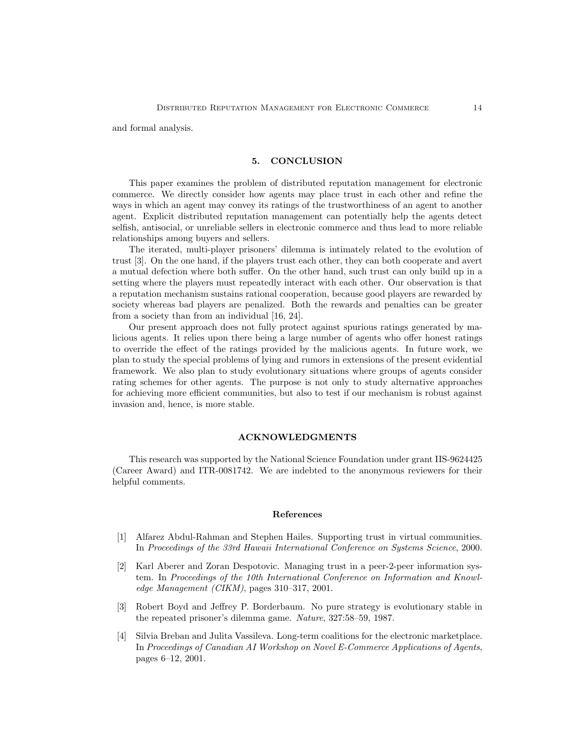and formal analysis.

## 5. CONCLUSION

This paper examines the problem of distributed reputation management for electronic commerce. We directly consider how agents may place trust in each other and refine the ways in which an agent may convey its ratings of the trustworthiness of an agent to another agent. Explicit distributed reputation management can potentially help the agents detect selfish, antisocial, or unreliable sellers in electronic commerce and thus lead to more reliable relationships among buyers and sellers.

The iterated, multi-player prisoners' dilemma is intimately related to the evolution of trust [3]. On the one hand, if the players trust each other, they can both cooperate and avert a mutual defection where both suffer. On the other hand, such trust can only build up in a setting where the players must repeatedly interact with each other. Our observation is that a reputation mechanism sustains rational cooperation, because good players are rewarded by society whereas bad players are penalized. Both the rewards and penalties can be greater from a society than from an individual [16, 24].

Our present approach does not fully protect against spurious ratings generated by malicious agents. It relies upon there being a large number of agents who offer honest ratings to override the effect of the ratings provided by the malicious agents. In future work, we plan to study the special problems of lying and rumors in extensions of the present evidential framework. We also plan to study evolutionary situations where groups of agents consider rating schemes for other agents. The purpose is not only to study alternative approaches for achieving more efficient communities, but also to test if our mechanism is robust against invasion and, hence, is more stable.

## ACKNOWLEDGMENTS

This research was supported by the National Science Foundation under grant IIS-9624425 (Career Award) and ITR-0081742. We are indebted to the anonymous reviewers for their helpful comments.

### References

[1] Alfarez Abdul-Rahman and Stephen Hailes. Supporting trust in virtual communities. In *Proceedings of the 33rd Hawaii International Conference on Systems Science*, 2000.

[2] Karl Aberer and Zoran Despotovic. Managing trust in a peer-2-peer information system. In *Proceedings of the 10th International Conference on Information and Knowledge Management (CIKM)*, pages 310–317, 2001.

[3] Robert Boyd and Jeffrey P. Borderbaum. No pure strategy is evolutionary stable in the repeated prisoner's dilemma game. *Nature*, 327:58–59, 1987.

[4] Silvia Breban and Julita Vassileva. Long-term coalitions for the electronic marketplace. In *Proceedings of Canadian AI Workshop on Novel E-Commerce Applications of Agents*, pages 6–12, 2001.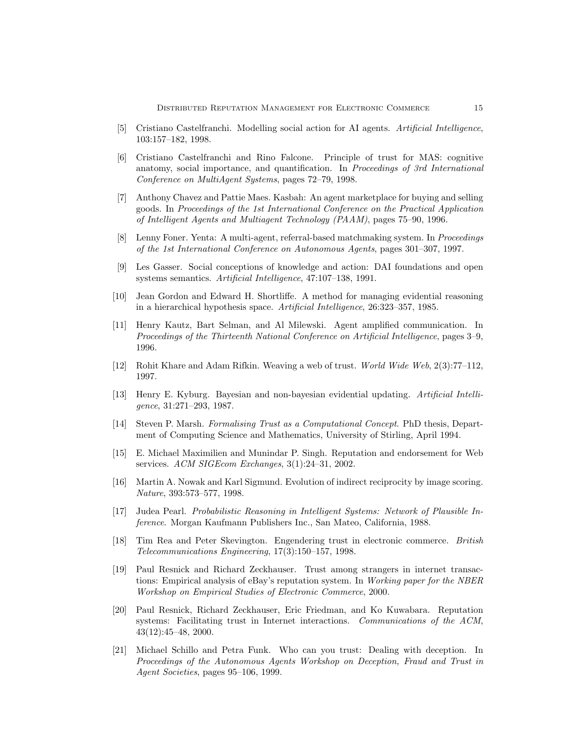[5] Cristiano Castelfranchi. Modelling social action for AI agents. *Artificial Intelligence*, 103:157–182, 1998.

[6] Cristiano Castelfranchi and Rino Falcone. Principle of trust for MAS: cognitive anatomy, social importance, and quantification. In *Proceedings of 3rd International Conference on MultiAgent Systems*, pages 72–79, 1998.

[7] Anthony Chavez and Pattie Maes. Kasbah: An agent marketplace for buying and selling goods. In *Proceedings of the 1st International Conference on the Practical Application of Intelligent Agents and Multiagent Technology (PAAM)*, pages 75–90, 1996.

[8] Lenny Foner. Yenta: A multi-agent, referral-based matchmaking system. In *Proceedings of the 1st International Conference on Autonomous Agents*, pages 301–307, 1997.

[9] Les Gasser. Social conceptions of knowledge and action: DAI foundations and open systems semantics. *Artificial Intelligence*, 47:107–138, 1991.

[10] Jean Gordon and Edward H. Shortliffe. A method for managing evidential reasoning in a hierarchical hypothesis space. *Artificial Intelligence*, 26:323–357, 1985.

[11] Henry Kautz, Bart Selman, and Al Milewski. Agent amplified communication. In *Proceedings of the Thirteenth National Conference on Artificial Intelligence*, pages 3–9, 1996.

[12] Rohit Khare and Adam Rifkin. Weaving a web of trust. *World Wide Web*, 2(3):77–112, 1997.

[13] Henry E. Kyburg. Bayesian and non-bayesian evidential updating. *Artificial Intelligence*, 31:271–293, 1987.

[14] Steven P. Marsh. *Formalising Trust as a Computational Concept*. PhD thesis, Department of Computing Science and Mathematics, University of Stirling, April 1994.

[15] E. Michael Maximilien and Munindar P. Singh. Reputation and endorsement for Web services. *ACM SIGEcom Exchanges*, 3(1):24–31, 2002.

[16] Martin A. Nowak and Karl Sigmund. Evolution of indirect reciprocity by image scoring. *Nature*, 393:573–577, 1998.

[17] Judea Pearl. *Probabilistic Reasoning in Intelligent Systems: Network of Plausible Inference*. Morgan Kaufmann Publishers Inc., San Mateo, California, 1988.

[18] Tim Rea and Peter Skevington. Engendering trust in electronic commerce. *British Telecommunications Engineering*, 17(3):150–157, 1998.

[19] Paul Resnick and Richard Zeckhauser. Trust among strangers in internet transactions: Empirical analysis of eBay's reputation system. In *Working paper for the NBER Workshop on Empirical Studies of Electronic Commerce*, 2000.

[20] Paul Resnick, Richard Zeckhauser, Eric Friedman, and Ko Kuwabara. Reputation systems: Facilitating trust in Internet interactions. *Communications of the ACM*, 43(12):45–48, 2000.

[21] Michael Schillo and Petra Funk. Who can you trust: Dealing with deception. In *Proceedings of the Autonomous Agents Workshop on Deception, Fraud and Trust in Agent Societies*, pages 95–106, 1999.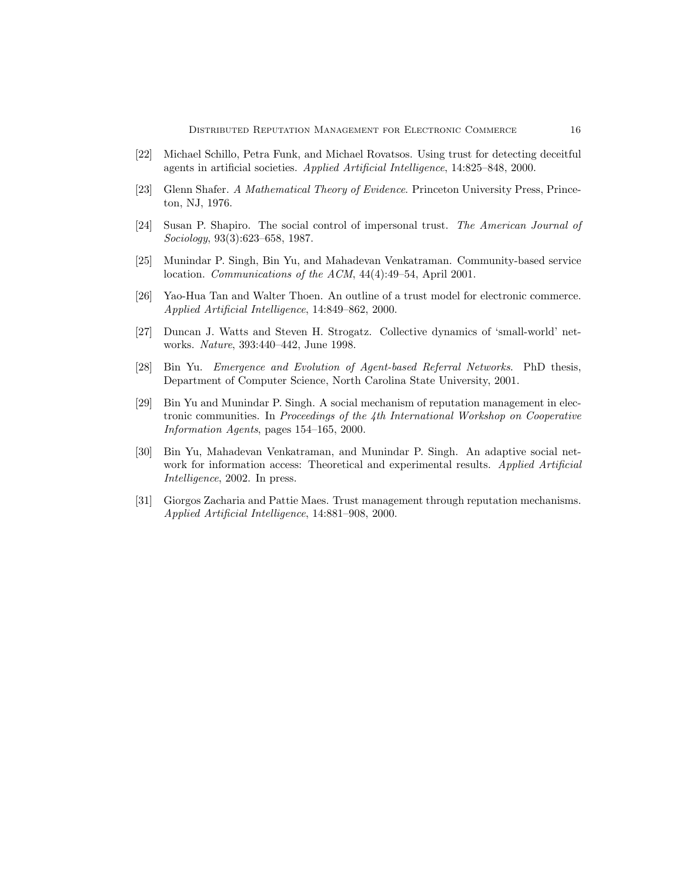[22] Michael Schillo, Petra Funk, and Michael Rovatsos. Using trust for detecting deceitful agents in artificial societies. *Applied Artificial Intelligence*, 14:825–848, 2000.

[23] Glenn Shafer. *A Mathematical Theory of Evidence*. Princeton University Press, Princeton, NJ, 1976.

[24] Susan P. Shapiro. The social control of impersonal trust. *The American Journal of Sociology*, 93(3):623–658, 1987.

[25] Munindar P. Singh, Bin Yu, and Mahadevan Venkatraman. Community-based service location. *Communications of the ACM*, 44(4):49–54, April 2001.

[26] Yao-Hua Tan and Walter Thoen. An outline of a trust model for electronic commerce. *Applied Artificial Intelligence*, 14:849–862, 2000.

[27] Duncan J. Watts and Steven H. Strogatz. Collective dynamics of 'small-world' networks. *Nature*, 393:440–442, June 1998.

[28] Bin Yu. *Emergence and Evolution of Agent-based Referral Networks*. PhD thesis, Department of Computer Science, North Carolina State University, 2001.

[29] Bin Yu and Munindar P. Singh. A social mechanism of reputation management in electronic communities. In *Proceedings of the 4th International Workshop on Cooperative Information Agents*, pages 154–165, 2000.

[30] Bin Yu, Mahadevan Venkatraman, and Munindar P. Singh. An adaptive social network for information access: Theoretical and experimental results. *Applied Artificial Intelligence*, 2002. In press.

[31] Giorgos Zacharia and Pattie Maes. Trust management through reputation mechanisms. *Applied Artificial Intelligence*, 14:881–908, 2000.